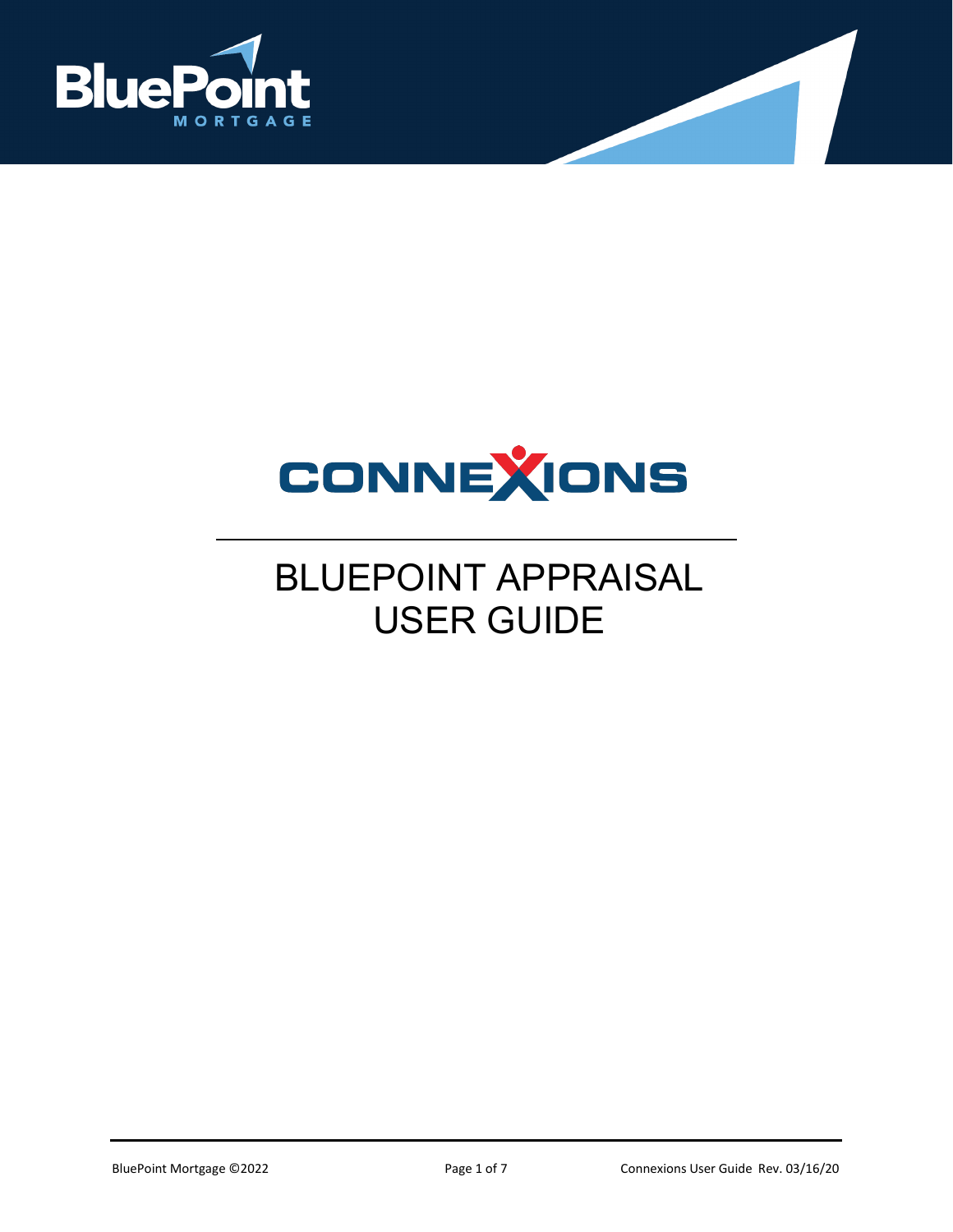# BLUEPOINT APPRAISAL USER GUIDE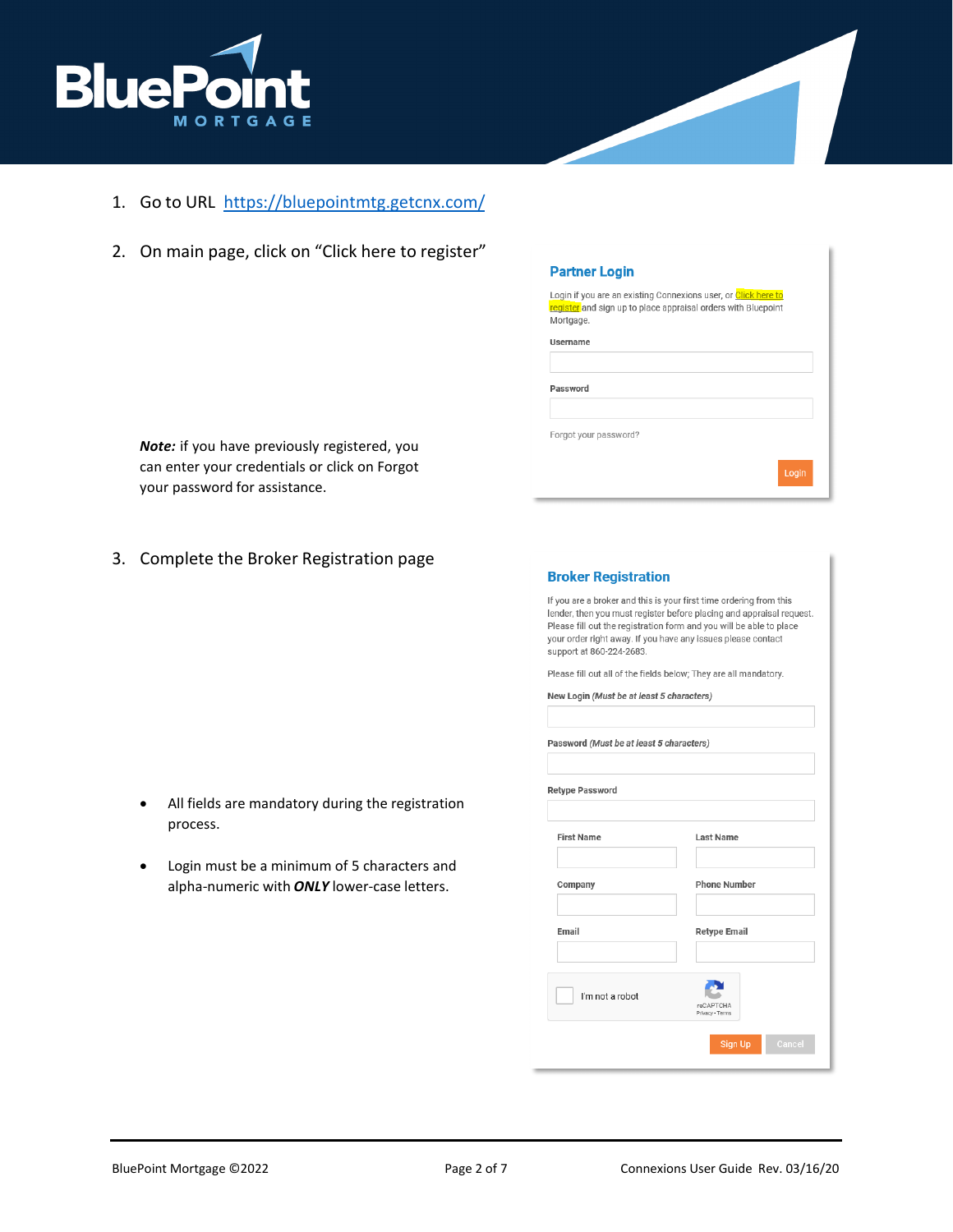1. Go to URL https://bluepointmtg.getcnx.com/

2. On main page, click on "Click here to register"

**Partner Login**

Login if you are an existing Connexions user, or Click here to register and sign up to place appraisal orders with Bluepoint Mortgage.

Username

Password

Forgot your password?

Login

***Note:*** if you have previously registered, you can enter your credentials or click on Forgot your password for assistance.

3. Complete the Broker Registration page

**Broker Registration**

If you are a broker and this is your first time ordering from this lender, then you must register before placing and appraisal request. Please fill out the registration form and you will be able to place your order right away. If you have any issues please contact support at 860-224-2683.

Please fill out all of the fields below; They are all mandatory.

New Login *(Must be at least 5 characters)*

Password *(Must be at least 5 characters)*

Retype Password

First Name | Last Name

Company | Phone Number

Email | Retype Email

I'm not a robot

Sign Up | Cancel

- All fields are mandatory during the registration process.
- Login must be a minimum of 5 characters and alpha-numeric with ***ONLY*** lower-case letters.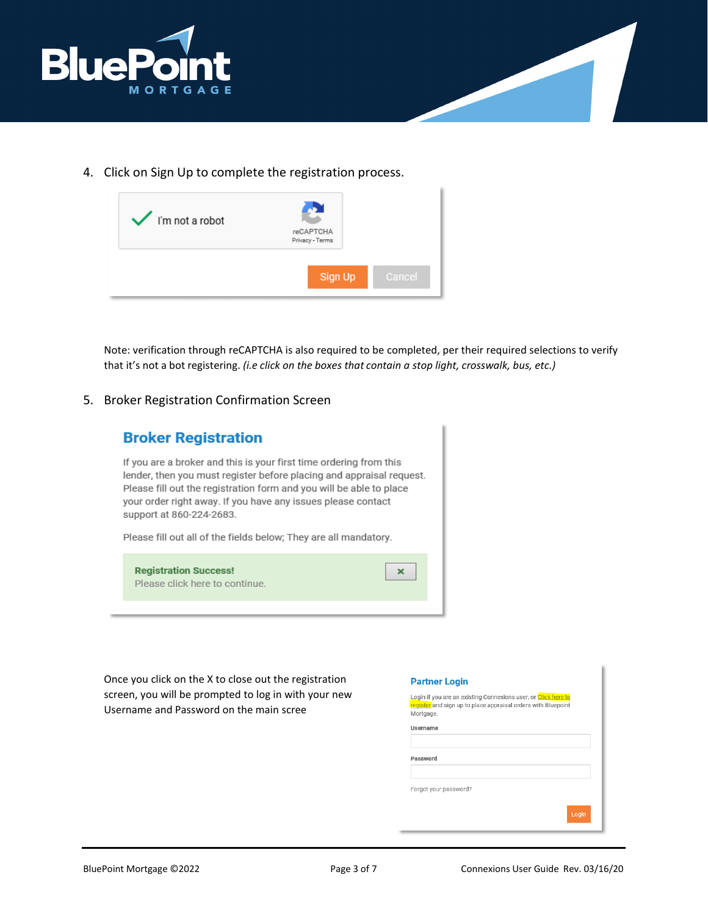4. Click on Sign Up to complete the registration process.

I'm not a robot

reCAPTCHA
Privacy - Terms

Sign Up Cancel

Note: verification through reCAPTCHA is also required to be completed, per their required selections to verify that it's not a bot registering. *(i.e click on the boxes that contain a stop light, crosswalk, bus, etc.)*

5. Broker Registration Confirmation Screen

**Broker Registration**

If you are a broker and this is your first time ordering from this lender, then you must register before placing and appraisal request. Please fill out the registration form and you will be able to place your order right away. If you have any issues please contact support at 860-224-2683.

Please fill out all of the fields below; They are all mandatory.

**Registration Success!**
Please click here to continue.

Once you click on the X to close out the registration screen, you will be prompted to log in with your new Username and Password on the main scree

**Partner Login**

Login if you are an existing Connexions user, or Click here to register and sign up to place appraisal orders with Bluepoint Mortgage.

Username

Password

Forgot your password?

Login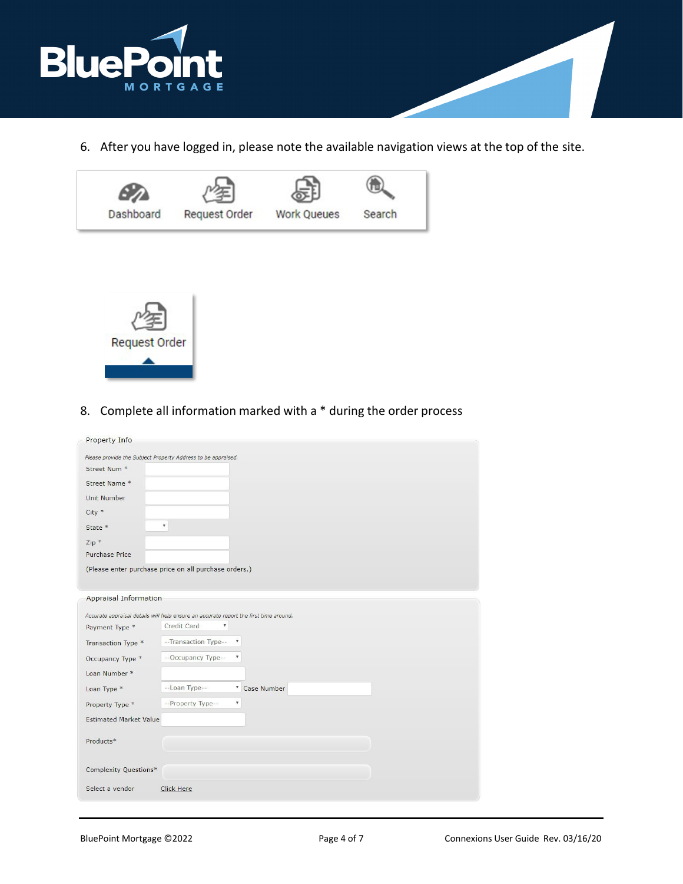6. After you have logged in, please note the available navigation views at the top of the site.

Dashboard | Request Order | Work Queues | Search

Request Order

8. Complete all information marked with a * during the order process

**Property Info**

*Please provide the Subject Property Address to be appraised.*

Street Num *

Street Name *

Unit Number

City *

State *

Zip *

Purchase Price

(Please enter purchase price on all purchase orders.)

**Appraisal Information**

*Accurate appraisal details will help ensure an accurate report the first time around.*

Payment Type * Credit Card

Transaction Type * --Transaction Type--

Occupancy Type * --Occupancy Type--

Loan Number *

Loan Type * --Loan Type-- Case Number

Property Type * --Property Type--

Estimated Market Value

Products*

Complexity Questions*

Select a vendor Click Here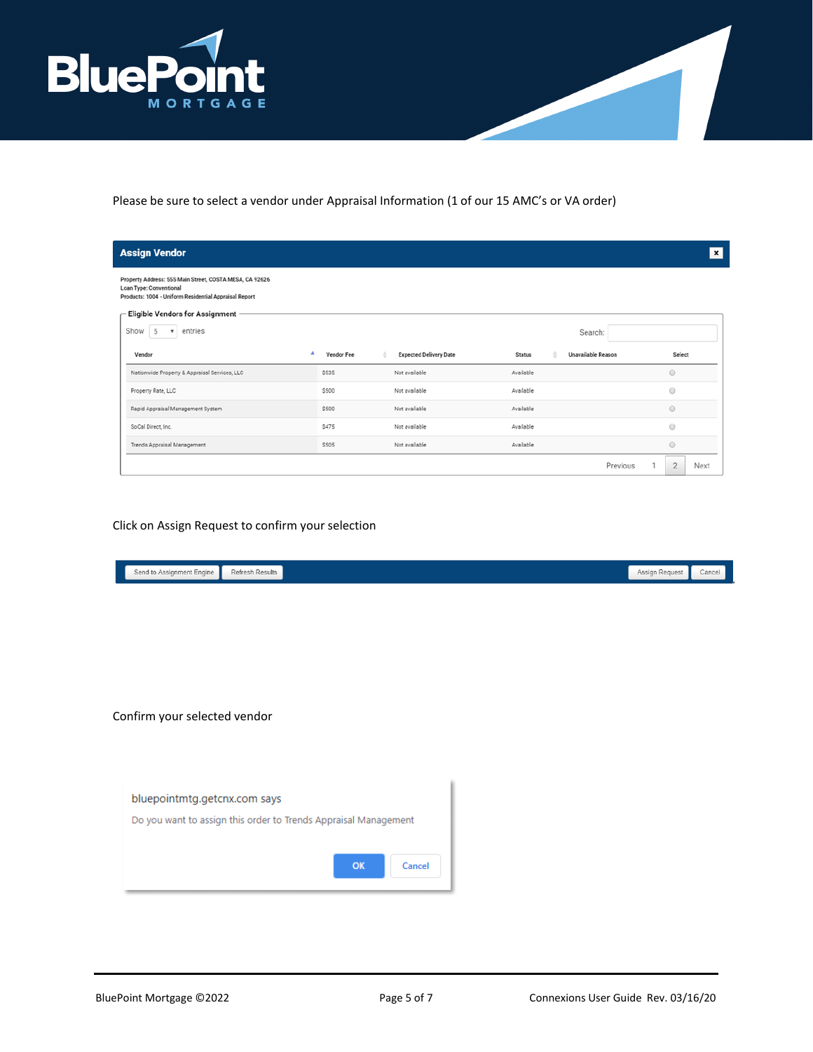Please be sure to select a vendor under Appraisal Information (1 of our 15 AMC's or VA order)

**Assign Vendor**

Property Address: 555 Main Street, COSTA MESA, CA 92626
Loan Type: Conventional
Products: 1004 - Uniform Residential Appraisal Report

Eligible Vendors for Assignment

Show 5 entries                                                                 Search:

| Vendor | Vendor Fee | Expected Delivery Date | Status | Unavailable Reason | Select |
|---|---|---|---|---|---|
| Nationwide Property & Appraisal Services, LLC | $535 | Not available | Available | | ○ |
| Property Rate, LLC | $500 | Not available | Available | | ○ |
| Rapid Appraisal Management System | $500 | Not available | Available | | ○ |
| SoCal Direct, Inc. | $475 | Not available | Available | | ○ |
| Trends Appraisal Management | $505 | Not available | Available | | ○ |

Previous 1 2 Next

Click on Assign Request to confirm your selection

Send to Assignment Engine | Refresh Results | Assign Request | Cancel

Confirm your selected vendor

bluepointmtg.getcnx.com says

Do you want to assign this order to Trends Appraisal Management

OK | Cancel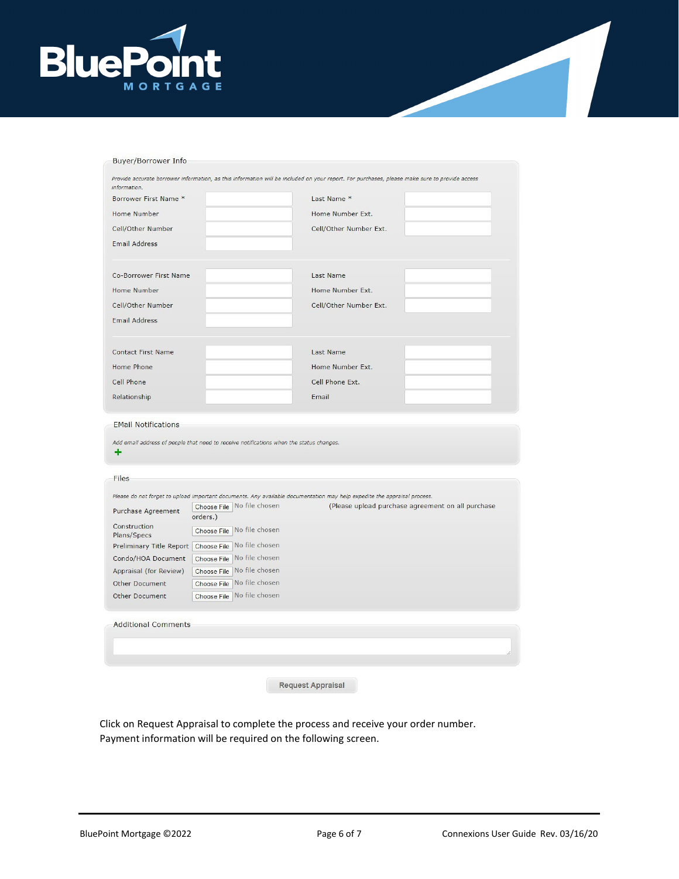## Buyer/Borrower Info

*Provide accurate borrower information, as this information will be included on your report. For purchases, please make sure to provide access information.*

| | | | |
|---|---|---|---|
| Borrower First Name * | | Last Name * | |
| Home Number | | Home Number Ext. | |
| Cell/Other Number | | Cell/Other Number Ext. | |
| Email Address | | | |

| | | | |
|---|---|---|---|
| Co-Borrower First Name | | Last Name | |
| Home Number | | Home Number Ext. | |
| Cell/Other Number | | Cell/Other Number Ext. | |
| Email Address | | | |

| | | | |
|---|---|---|---|
| Contact First Name | | Last Name | |
| Home Phone | | Home Number Ext. | |
| Cell Phone | | Cell Phone Ext. | |
| Relationship | | Email | |

## EMail Notifications

*Add email address of people that need to receive notifications when the status changes.*

+

## Files

*Please do not forget to upload important documents. Any available documentation may help expedite the appraisal process.*

| | |
|---|---|
| Purchase Agreement | Choose File No file chosen (Please upload purchase agreement on all purchase orders.) |
| Construction Plans/Specs | Choose File No file chosen |
| Preliminary Title Report | Choose File No file chosen |
| Condo/HOA Document | Choose File No file chosen |
| Appraisal (for Review) | Choose File No file chosen |
| Other Document | Choose File No file chosen |
| Other Document | Choose File No file chosen |

## Additional Comments

Request Appraisal

Click on Request Appraisal to complete the process and receive your order number.
Payment information will be required on the following screen.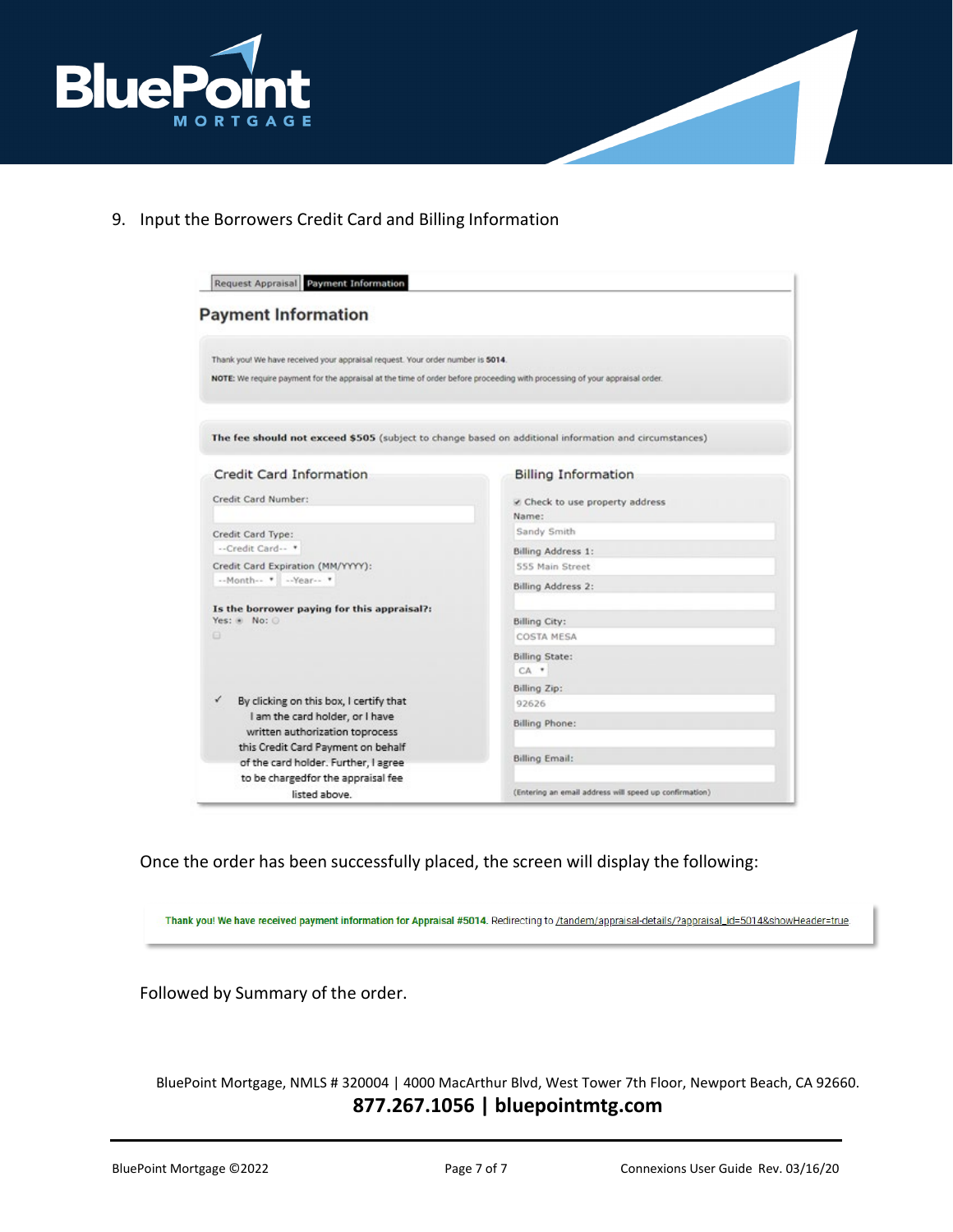9. Input the Borrowers Credit Card and Billing Information

Request Appraisal | Payment Information

## Payment Information

Thank you! We have received your appraisal request. Your order number is **5014**.

**NOTE:** We require payment for the appraisal at the time of order before proceeding with processing of your appraisal order.

**The fee should not exceed $505** (subject to change based on additional information and circumstances)

### Credit Card Information

Credit Card Number:

Credit Card Type: --Credit Card--

Credit Card Expiration (MM/YYYY): --Month-- --Year--

**Is the borrower paying for this appraisal?:**
Yes: ◉ No: ○

✓ By clicking on this box, I certify that I am the card holder, or I have written authorization toprocess this Credit Card Payment on behalf of the card holder. Further, I agree to be chargedfor the appraisal fee listed above.

### Billing Information

☑ Check to use property address

Name: Sandy Smith

Billing Address 1: 555 Main Street

Billing Address 2:

Billing City: COSTA MESA

Billing State: CA

Billing Zip: 92626

Billing Phone:

Billing Email:

(Entering an email address will speed up confirmation)

Once the order has been successfully placed, the screen will display the following:

**Thank you! We have received payment information for Appraisal #5014.** Redirecting to /tandem/appraisal-details/?appraisal_id=5014&showHeader=true

Followed by Summary of the order.

BluePoint Mortgage, NMLS # 320004 | 4000 MacArthur Blvd, West Tower 7th Floor, Newport Beach, CA 92660.

**877.267.1056 | bluepointmtg.com**